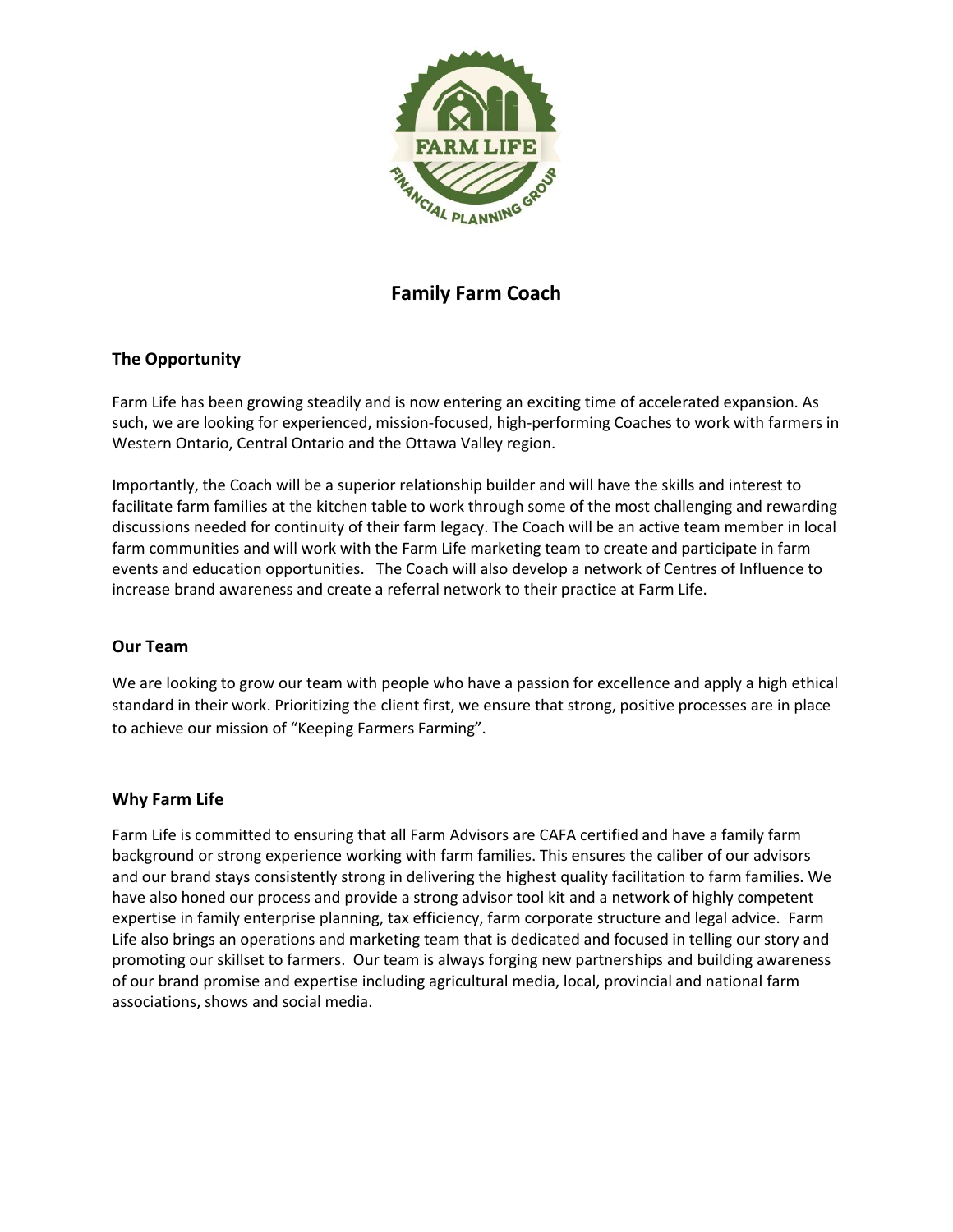# Family Farm Coach

## The Opportunity

Farm Life has been growing steadily and is now entering an exciting time of accelerated expansion. As such, we are looking for experienced, mission-focused, high-performing Coaches to work with farmers in Western Ontario, Central Ontario and the Ottawa Valley region.

Importantly, the Coach will be a superior relationship builder and will have the skills and interest to facilitate farm families at the kitchen table to work through some of the most challenging and rewarding discussions needed for continuity of their farm legacy. The Coach will be an active team member in local farm communities and will work with the Farm Life marketing team to create and participate in farm events and education opportunities. The Coach will also develop a network of Centres of Influence to increase brand awareness and create a referral network to their practice at Farm Life.

## Our Team

We are looking to grow our team with people who have a passion for excellence and apply a high ethical standard in their work. Prioritizing the client first, we ensure that strong, positive processes are in place to achieve our mission of "Keeping Farmers Farming".

## Why Farm Life

Farm Life is committed to ensuring that all Farm Advisors are CAFA certified and have a family farm background or strong experience working with farm families. This ensures the caliber of our advisors and our brand stays consistently strong in delivering the highest quality facilitation to farm families. We have also honed our process and provide a strong advisor tool kit and a network of highly competent expertise in family enterprise planning, tax efficiency, farm corporate structure and legal advice. Farm Life also brings an operations and marketing team that is dedicated and focused in telling our story and promoting our skillset to farmers. Our team is always forging new partnerships and building awareness of our brand promise and expertise including agricultural media, local, provincial and national farm associations, shows and social media.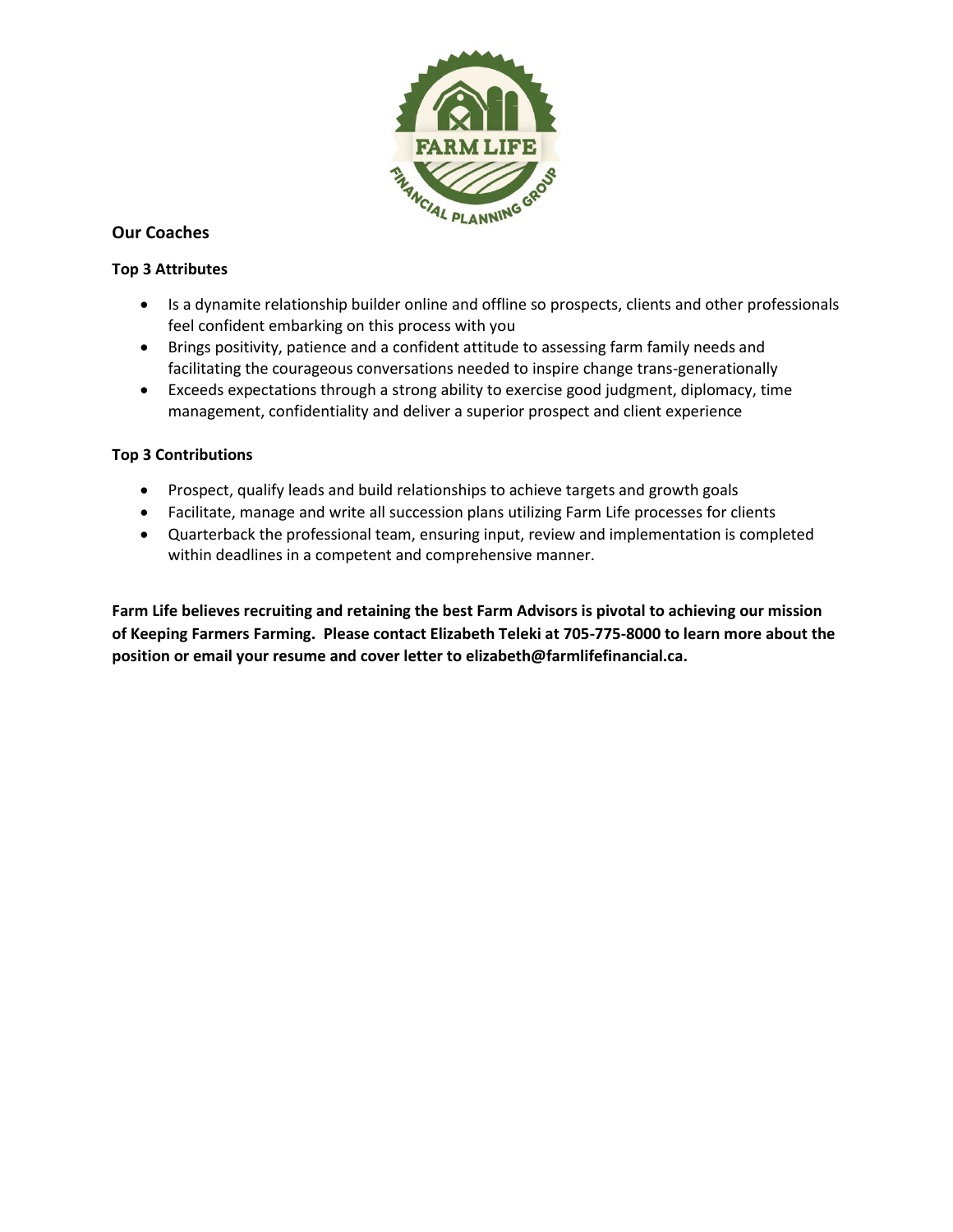**Our Coaches**

**Top 3 Attributes**

- Is a dynamite relationship builder online and offline so prospects, clients and other professionals feel confident embarking on this process with you
- Brings positivity, patience and a confident attitude to assessing farm family needs and facilitating the courageous conversations needed to inspire change trans-generationally
- Exceeds expectations through a strong ability to exercise good judgment, diplomacy, time management, confidentiality and deliver a superior prospect and client experience

**Top 3 Contributions**

- Prospect, qualify leads and build relationships to achieve targets and growth goals
- Facilitate, manage and write all succession plans utilizing Farm Life processes for clients
- Quarterback the professional team, ensuring input, review and implementation is completed within deadlines in a competent and comprehensive manner.

**Farm Life believes recruiting and retaining the best Farm Advisors is pivotal to achieving our mission of Keeping Farmers Farming. Please contact Elizabeth Teleki at 705-775-8000 to learn more about the position or email your resume and cover letter to elizabeth@farmlifefinancial.ca.**